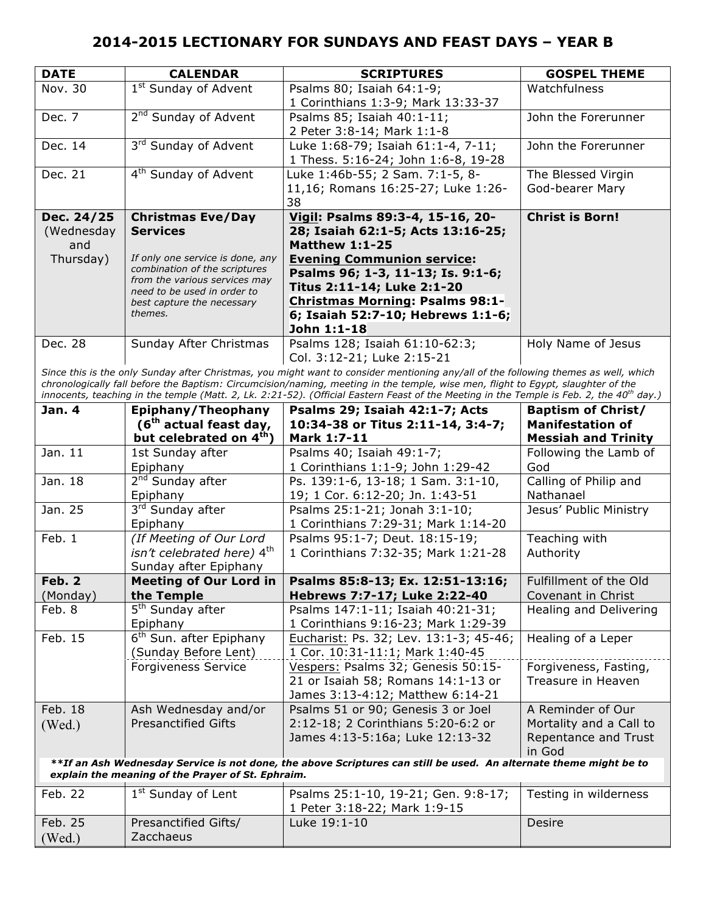# 2014-2015 LECTIONARY FOR SUNDAYS AND FEAST DAYS – YEAR B

| DATE | CALENDAR | SCRIPTURES | GOSPEL THEME |
|---|---|---|---|
| Nov. 30 | 1st Sunday of Advent | Psalms 80; Isaiah 64:1-9; 1 Corinthians 1:3-9; Mark 13:33-37 | Watchfulness |
| Dec. 7 | 2nd Sunday of Advent | Psalms 85; Isaiah 40:1-11; 2 Peter 3:8-14; Mark 1:1-8 | John the Forerunner |
| Dec. 14 | 3rd Sunday of Advent | Luke 1:68-79; Isaiah 61:1-4, 7-11; 1 Thess. 5:16-24; John 1:6-8, 19-28 | John the Forerunner |
| Dec. 21 | 4th Sunday of Advent | Luke 1:46b-55; 2 Sam. 7:1-5, 8-11,16; Romans 16:25-27; Luke 1:26-38 | The Blessed Virgin God-bearer Mary |
| **Dec. 24/25** (Wednesday and Thursday) | **Christmas Eve/Day Services** *If only one service is done, any combination of the scriptures from the various services may need to be used in order to best capture the necessary themes.* | **Vigil: Psalms 89:3-4, 15-16, 20-28; Isaiah 62:1-5; Acts 13:16-25; Matthew 1:1-25** **Evening Communion service: Psalms 96; 1-3, 11-13; Is. 9:1-6; Titus 2:11-14; Luke 2:1-20** **Christmas Morning: Psalms 98:1-6; Isaiah 52:7-10; Hebrews 1:1-6; John 1:1-18** | **Christ is Born!** |
| Dec. 28 | Sunday After Christmas | Psalms 128; Isaiah 61:10-62:3; Col. 3:12-21; Luke 2:15-21 | Holy Name of Jesus |
| *Since this is the only Sunday after Christmas, you might want to consider mentioning any/all of the following themes as well, which chronologically fall before the Baptism: Circumcision/naming, meeting in the temple, wise men, flight to Egypt, slaughter of the innocents, teaching in the temple (Matt. 2, Lk. 2:21-52). (Official Eastern Feast of the Meeting in the Temple is Feb. 2, the 40th day.)* | | | |
| **Jan. 4** | **Epiphany/Theophany (6th actual feast day, but celebrated on 4th)** | **Psalms 29; Isaiah 42:1-7; Acts 10:34-38 or Titus 2:11-14, 3:4-7; Mark 1:7-11** | **Baptism of Christ/ Manifestation of Messiah and Trinity** |
| Jan. 11 | 1st Sunday after Epiphany | Psalms 40; Isaiah 49:1-7; 1 Corinthians 1:1-9; John 1:29-42 | Following the Lamb of God |
| Jan. 18 | 2nd Sunday after Epiphany | Ps. 139:1-6, 13-18; 1 Sam. 3:1-10, 19; 1 Cor. 6:12-20; Jn. 1:43-51 | Calling of Philip and Nathanael |
| Jan. 25 | 3rd Sunday after Epiphany | Psalms 25:1-21; Jonah 3:1-10; 1 Corinthians 7:29-31; Mark 1:14-20 | Jesus' Public Ministry |
| Feb. 1 | *(If Meeting of Our Lord isn't celebrated here)* 4th Sunday after Epiphany | Psalms 95:1-7; Deut. 18:15-19; 1 Corinthians 7:32-35; Mark 1:21-28 | Teaching with Authority |
| **Feb. 2** (Monday) | **Meeting of Our Lord in the Temple** | **Psalms 85:8-13; Ex. 12:51-13:16; Hebrews 7:7-17; Luke 2:22-40** | Fulfillment of the Old Covenant in Christ |
| Feb. 8 | 5th Sunday after Epiphany | Psalms 147:1-11; Isaiah 40:21-31; 1 Corinthians 9:16-23; Mark 1:29-39 | Healing and Delivering |
| Feb. 15 | 6th Sun. after Epiphany (Sunday Before Lent) | Eucharist: Ps. 32; Lev. 13:1-3; 45-46; 1 Cor. 10:31-11:1; Mark 1:40-45 | Healing of a Leper |
| | Forgiveness Service | Vespers: Psalms 32; Genesis 50:15-21 or Isaiah 58; Romans 14:1-13 or James 3:13-4:12; Matthew 6:14-21 | Forgiveness, Fasting, Treasure in Heaven |
| Feb. 18 (Wed.) | Ash Wednesday and/or Presanctified Gifts | Psalms 51 or 90; Genesis 3 or Joel 2:12-18; 2 Corinthians 5:20-6:2 or James 4:13-5:16a; Luke 12:13-32 | A Reminder of Our Mortality and a Call to Repentance and Trust in God |
| ***If an Ash Wednesday Service is not done, the above Scriptures can still be used. An alternate theme might be to explain the meaning of the Prayer of St. Ephraim.** | | | |
| Feb. 22 | 1st Sunday of Lent | Psalms 25:1-10, 19-21; Gen. 9:8-17; 1 Peter 3:18-22; Mark 1:9-15 | Testing in wilderness |
| Feb. 25 (Wed.) | Presanctified Gifts/ Zacchaeus | Luke 19:1-10 | Desire |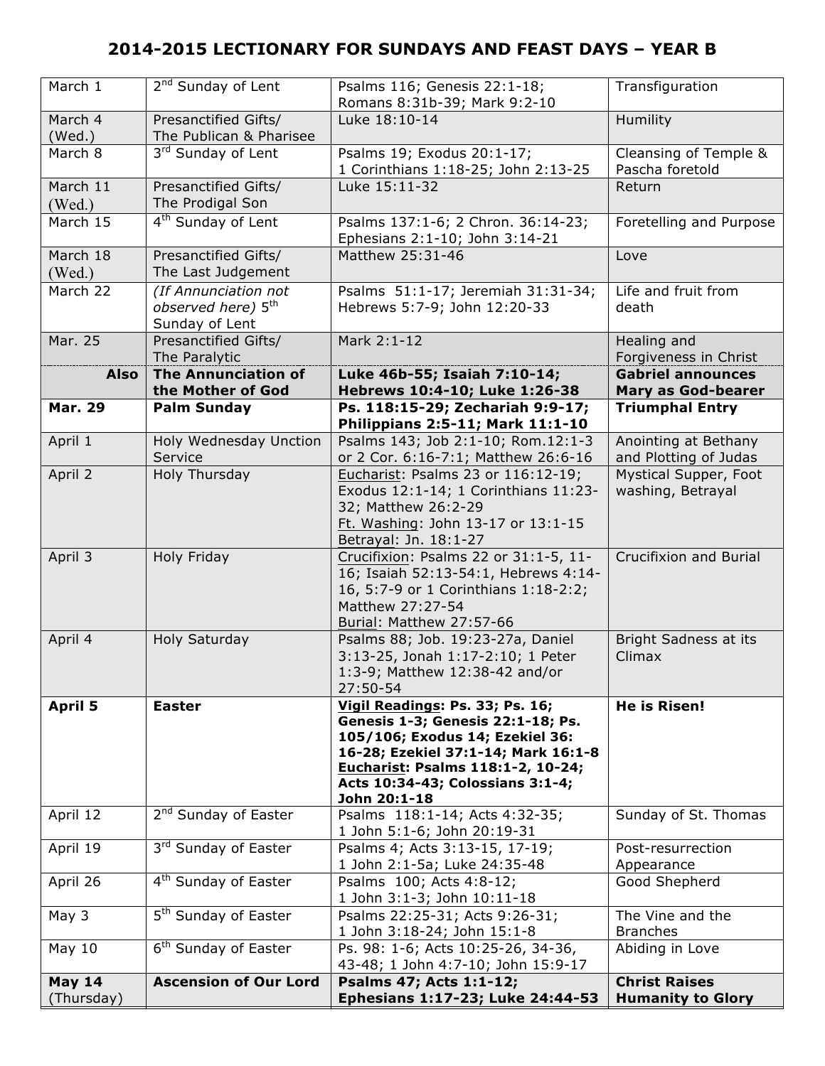## 2014-2015 LECTIONARY FOR SUNDAYS AND FEAST DAYS – YEAR B

| | | | |
|---|---|---|---|
| March 1 | 2nd Sunday of Lent | Psalms 116; Genesis 22:1-18; Romans 8:31b-39; Mark 9:2-10 | Transfiguration |
| March 4 (Wed.) | Presanctified Gifts/ The Publican & Pharisee | Luke 18:10-14 | Humility |
| March 8 | 3rd Sunday of Lent | Psalms 19; Exodus 20:1-17; 1 Corinthians 1:18-25; John 2:13-25 | Cleansing of Temple & Pascha foretold |
| March 11 (Wed.) | Presanctified Gifts/ The Prodigal Son | Luke 15:11-32 | Return |
| March 15 | 4th Sunday of Lent | Psalms 137:1-6; 2 Chron. 36:14-23; Ephesians 2:1-10; John 3:14-21 | Foretelling and Purpose |
| March 18 (Wed.) | Presanctified Gifts/ The Last Judgement | Matthew 25:31-46 | Love |
| March 22 | *(If Annunciation not observed here)* 5th Sunday of Lent | Psalms 51:1-17; Jeremiah 31:31-34; Hebrews 5:7-9; John 12:20-33 | Life and fruit from death |
| Mar. 25 | Presanctified Gifts/ The Paralytic | Mark 2:1-12 | Healing and Forgiveness in Christ |
| **Also** | **The Annunciation of the Mother of God** | **Luke 46b-55; Isaiah 7:10-14; Hebrews 10:4-10; Luke 1:26-38** | **Gabriel announces Mary as God-bearer** |
| **Mar. 29** | **Palm Sunday** | **Ps. 118:15-29; Zechariah 9:9-17; Philippians 2:5-11; Mark 11:1-10** | **Triumphal Entry** |
| April 1 | Holy Wednesday Unction Service | Psalms 143; Job 2:1-10; Rom.12:1-3 or 2 Cor. 6:16-7:1; Matthew 26:6-16 | Anointing at Bethany and Plotting of Judas |
| April 2 | Holy Thursday | Eucharist: Psalms 23 or 116:12-19; Exodus 12:1-14; 1 Corinthians 11:23-32; Matthew 26:2-29<br>Ft. Washing: John 13-17 or 13:1-15<br>Betrayal: Jn. 18:1-27 | Mystical Supper, Foot washing, Betrayal |
| April 3 | Holy Friday | Crucifixion: Psalms 22 or 31:1-5, 11-16; Isaiah 52:13-54:1, Hebrews 4:14-16, 5:7-9 or 1 Corinthians 1:18-2:2; Matthew 27:27-54<br>Burial: Matthew 27:57-66 | Crucifixion and Burial |
| April 4 | Holy Saturday | Psalms 88; Job. 19:23-27a, Daniel 3:13-25, Jonah 1:17-2:10; 1 Peter 1:3-9; Matthew 12:38-42 and/or 27:50-54 | Bright Sadness at its Climax |
| **April 5** | **Easter** | **Vigil Readings: Ps. 33; Ps. 16; Genesis 1-3; Genesis 22:1-18; Ps. 105/106; Exodus 14; Ezekiel 36: 16-28; Ezekiel 37:1-14; Mark 16:1-8**<br>**Eucharist: Psalms 118:1-2, 10-24; Acts 10:34-43; Colossians 3:1-4; John 20:1-18** | **He is Risen!** |
| April 12 | 2nd Sunday of Easter | Psalms 118:1-14; Acts 4:32-35; 1 John 5:1-6; John 20:19-31 | Sunday of St. Thomas |
| April 19 | 3rd Sunday of Easter | Psalms 4; Acts 3:13-15, 17-19; 1 John 2:1-5a; Luke 24:35-48 | Post-resurrection Appearance |
| April 26 | 4th Sunday of Easter | Psalms 100; Acts 4:8-12; 1 John 3:1-3; John 10:11-18 | Good Shepherd |
| May 3 | 5th Sunday of Easter | Psalms 22:25-31; Acts 9:26-31; 1 John 3:18-24; John 15:1-8 | The Vine and the Branches |
| May 10 | 6th Sunday of Easter | Ps. 98: 1-6; Acts 10:25-26, 34-36, 43-48; 1 John 4:7-10; John 15:9-17 | Abiding in Love |
| **May 14** (Thursday) | **Ascension of Our Lord** | **Psalms 47; Acts 1:1-12; Ephesians 1:17-23; Luke 24:44-53** | **Christ Raises Humanity to Glory** |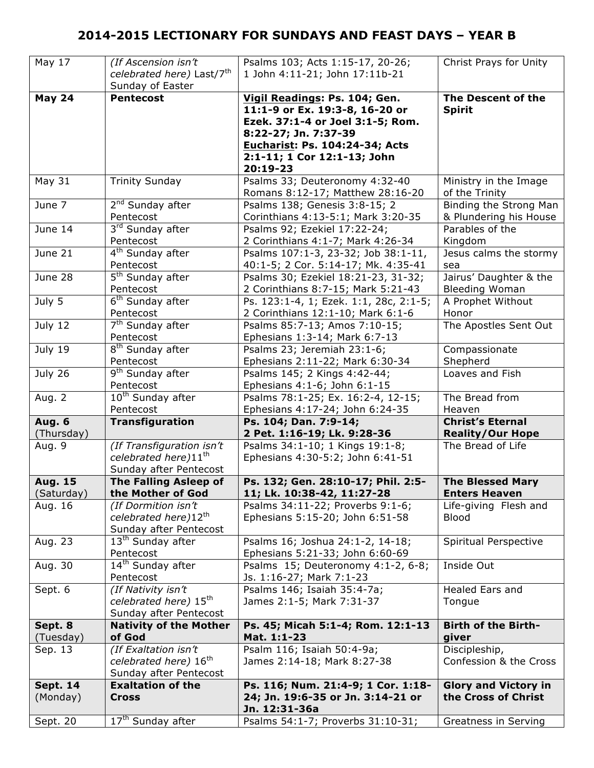## 2014-2015 LECTIONARY FOR SUNDAYS AND FEAST DAYS – YEAR B

| | | | |
|---|---|---|---|
| May 17 | *(If Ascension isn't celebrated here)* Last/7th Sunday of Easter | Psalms 103; Acts 1:15-17, 20-26; 1 John 4:11-21; John 17:11b-21 | Christ Prays for Unity |
| **May 24** | **Pentecost** | **Vigil Readings: Ps. 104; Gen. 11:1-9 or Ex. 19:3-8, 16-20 or Ezek. 37:1-4 or Joel 3:1-5; Rom. 8:22-27; Jn. 7:37-39 Eucharist: Ps. 104:24-34; Acts 2:1-11; 1 Cor 12:1-13; John 20:19-23** | **The Descent of the Spirit** |
| May 31 | Trinity Sunday | Psalms 33; Deuteronomy 4:32-40 Romans 8:12-17; Matthew 28:16-20 | Ministry in the Image of the Trinity |
| June 7 | 2nd Sunday after Pentecost | Psalms 138; Genesis 3:8-15; 2 Corinthians 4:13-5:1; Mark 3:20-35 | Binding the Strong Man & Plundering his House |
| June 14 | 3rd Sunday after Pentecost | Psalms 92; Ezekiel 17:22-24; 2 Corinthians 4:1-7; Mark 4:26-34 | Parables of the Kingdom |
| June 21 | 4th Sunday after Pentecost | Psalms 107:1-3, 23-32; Job 38:1-11, 40:1-5; 2 Cor. 5:14-17; Mk. 4:35-41 | Jesus calms the stormy sea |
| June 28 | 5th Sunday after Pentecost | Psalms 30; Ezekiel 18:21-23, 31-32; 2 Corinthians 8:7-15; Mark 5:21-43 | Jairus' Daughter & the Bleeding Woman |
| July 5 | 6th Sunday after Pentecost | Ps. 123:1-4, 1; Ezek. 1:1, 28c, 2:1-5; 2 Corinthians 12:1-10; Mark 6:1-6 | A Prophet Without Honor |
| July 12 | 7th Sunday after Pentecost | Psalms 85:7-13; Amos 7:10-15; Ephesians 1:3-14; Mark 6:7-13 | The Apostles Sent Out |
| July 19 | 8th Sunday after Pentecost | Psalms 23; Jeremiah 23:1-6; Ephesians 2:11-22; Mark 6:30-34 | Compassionate Shepherd |
| July 26 | 9th Sunday after Pentecost | Psalms 145; 2 Kings 4:42-44; Ephesians 4:1-6; John 6:1-15 | Loaves and Fish |
| Aug. 2 | 10th Sunday after Pentecost | Psalms 78:1-25; Ex. 16:2-4, 12-15; Ephesians 4:17-24; John 6:24-35 | The Bread from Heaven |
| **Aug. 6** (Thursday) | **Transfiguration** | **Ps. 104; Dan. 7:9-14; 2 Pet. 1:16-19; Lk. 9:28-36** | **Christ's Eternal Reality/Our Hope** |
| Aug. 9 | *(If Transfiguration isn't celebrated here)*11th Sunday after Pentecost | Psalms 34:1-10; 1 Kings 19:1-8; Ephesians 4:30-5:2; John 6:41-51 | The Bread of Life |
| **Aug. 15** (Saturday) | **The Falling Asleep of the Mother of God** | **Ps. 132; Gen. 28:10-17; Phil. 2:5-11; Lk. 10:38-42, 11:27-28** | **The Blessed Mary Enters Heaven** |
| Aug. 16 | *(If Dormition isn't celebrated here)*12th Sunday after Pentecost | Psalms 34:11-22; Proverbs 9:1-6; Ephesians 5:15-20; John 6:51-58 | Life-giving Flesh and Blood |
| Aug. 23 | 13th Sunday after Pentecost | Psalms 16; Joshua 24:1-2, 14-18; Ephesians 5:21-33; John 6:60-69 | Spiritual Perspective |
| Aug. 30 | 14th Sunday after Pentecost | Psalms 15; Deuteronomy 4:1-2, 6-8; Js. 1:16-27; Mark 7:1-23 | Inside Out |
| Sept. 6 | *(If Nativity isn't celebrated here)* 15th Sunday after Pentecost | Psalms 146; Isaiah 35:4-7a; James 2:1-5; Mark 7:31-37 | Healed Ears and Tongue |
| **Sept. 8** (Tuesday) | **Nativity of the Mother of God** | **Ps. 45; Micah 5:1-4; Rom. 12:1-13 Mat. 1:1-23** | **Birth of the Birth-giver** |
| Sep. 13 | *(If Exaltation isn't celebrated here)* 16th Sunday after Pentecost | Psalm 116; Isaiah 50:4-9a; James 2:14-18; Mark 8:27-38 | Discipleship, Confession & the Cross |
| **Sept. 14** (Monday) | **Exaltation of the Cross** | **Ps. 116; Num. 21:4-9; 1 Cor. 1:18-24; Jn. 19:6-35 or Jn. 3:14-21 or Jn. 12:31-36a** | **Glory and Victory in the Cross of Christ** |
| Sept. 20 | 17th Sunday after | Psalms 54:1-7; Proverbs 31:10-31; | Greatness in Serving |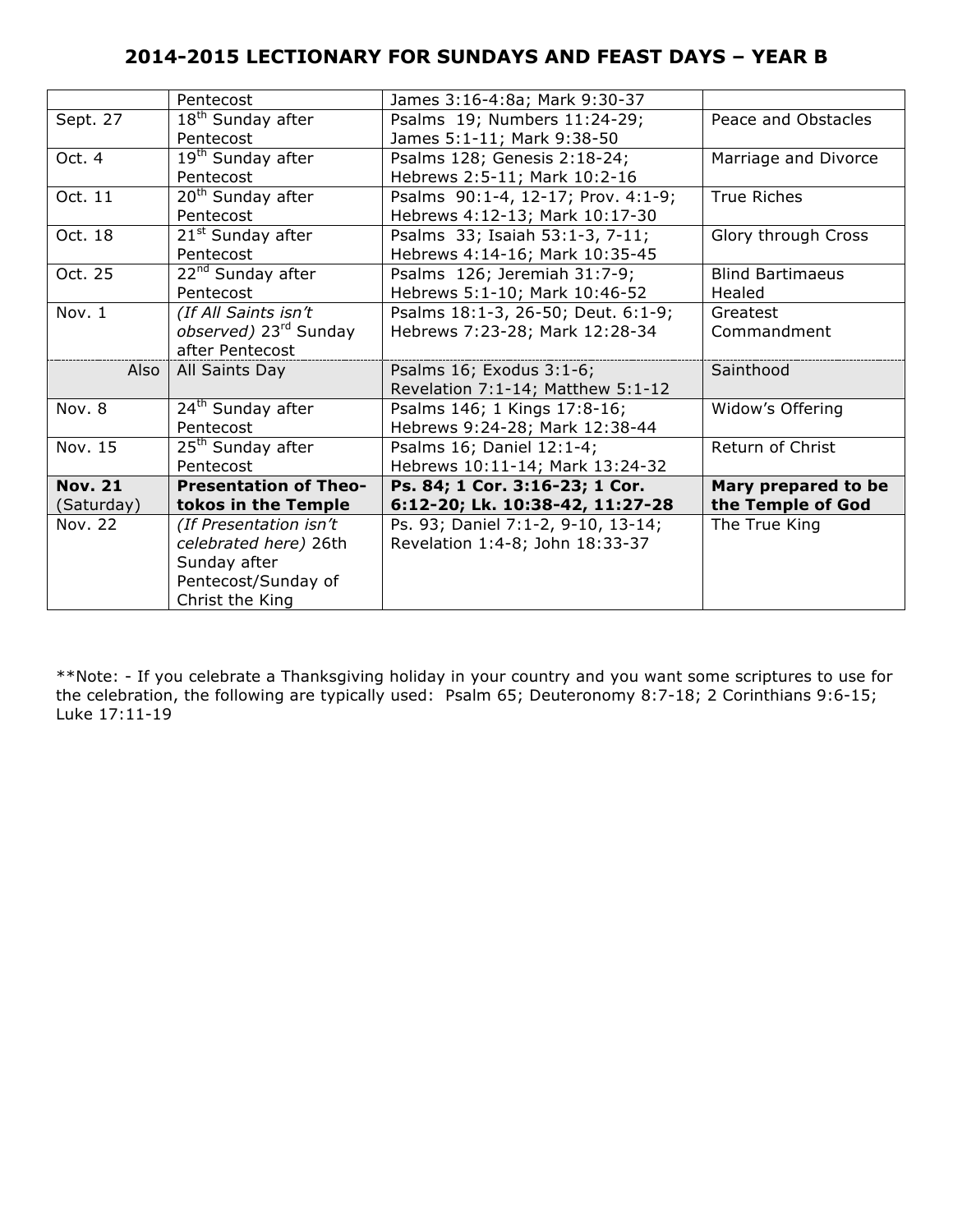## 2014-2015 LECTIONARY FOR SUNDAYS AND FEAST DAYS – YEAR B

| | | | |
|---|---|---|---|
| | Pentecost | James 3:16-4:8a; Mark 9:30-37 | |
| Sept. 27 | 18th Sunday after Pentecost | Psalms 19; Numbers 11:24-29; James 5:1-11; Mark 9:38-50 | Peace and Obstacles |
| Oct. 4 | 19th Sunday after Pentecost | Psalms 128; Genesis 2:18-24; Hebrews 2:5-11; Mark 10:2-16 | Marriage and Divorce |
| Oct. 11 | 20th Sunday after Pentecost | Psalms 90:1-4, 12-17; Prov. 4:1-9; Hebrews 4:12-13; Mark 10:17-30 | True Riches |
| Oct. 18 | 21st Sunday after Pentecost | Psalms 33; Isaiah 53:1-3, 7-11; Hebrews 4:14-16; Mark 10:35-45 | Glory through Cross |
| Oct. 25 | 22nd Sunday after Pentecost | Psalms 126; Jeremiah 31:7-9; Hebrews 5:1-10; Mark 10:46-52 | Blind Bartimaeus Healed |
| Nov. 1 | *(If All Saints isn't observed)* 23rd Sunday after Pentecost | Psalms 18:1-3, 26-50; Deut. 6:1-9; Hebrews 7:23-28; Mark 12:28-34 | Greatest Commandment |
| Also | All Saints Day | Psalms 16; Exodus 3:1-6; Revelation 7:1-14; Matthew 5:1-12 | Sainthood |
| Nov. 8 | 24th Sunday after Pentecost | Psalms 146; 1 Kings 17:8-16; Hebrews 9:24-28; Mark 12:38-44 | Widow's Offering |
| Nov. 15 | 25th Sunday after Pentecost | Psalms 16; Daniel 12:1-4; Hebrews 10:11-14; Mark 13:24-32 | Return of Christ |
| **Nov. 21** (Saturday) | **Presentation of Theo-tokos in the Temple** | **Ps. 84; 1 Cor. 3:16-23; 1 Cor. 6:12-20; Lk. 10:38-42, 11:27-28** | **Mary prepared to be the Temple of God** |
| Nov. 22 | *(If Presentation isn't celebrated here)* 26th Sunday after Pentecost/Sunday of Christ the King | Ps. 93; Daniel 7:1-2, 9-10, 13-14; Revelation 1:4-8; John 18:33-37 | The True King |

**Note: - If you celebrate a Thanksgiving holiday in your country and you want some scriptures to use for the celebration, the following are typically used: Psalm 65; Deuteronomy 8:7-18; 2 Corinthians 9:6-15; Luke 17:11-19